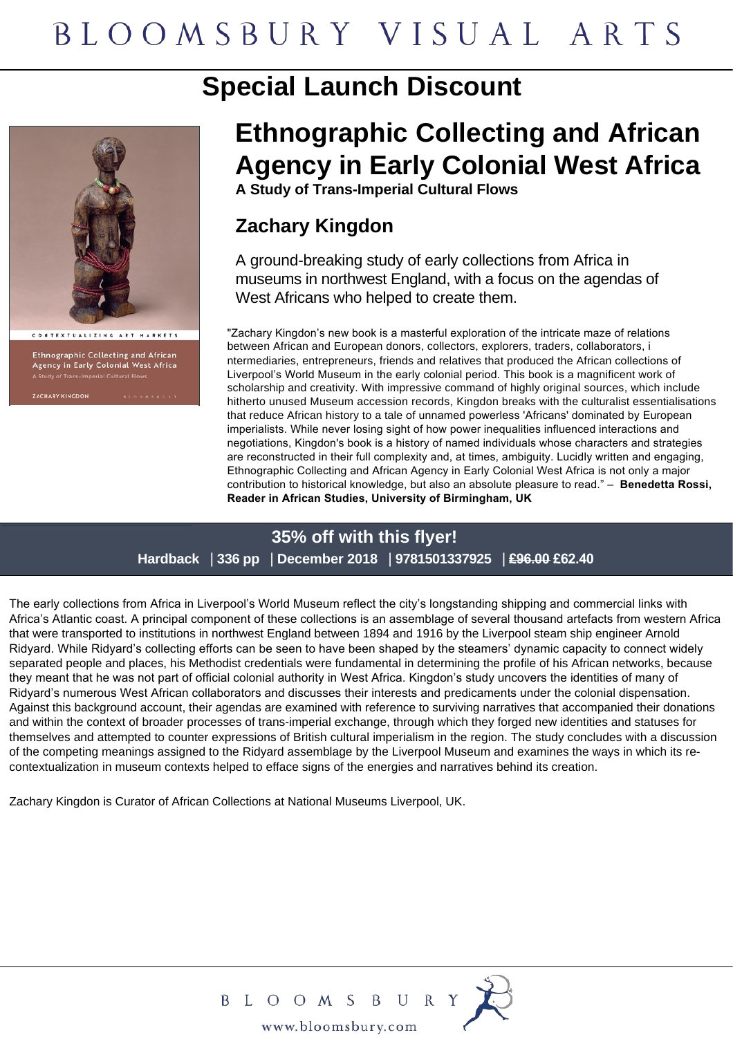BLOOMSBURY VISUAL ARTS

## Special Launch Discount

# Ethnographic Collecting and African Agency in Early Colonial West Africa

**A Study of Trans-Imperial Cultural Flows**

## Zachary Kingdon

A ground-breaking study of early collections from Africa in museums in northwest England, with a focus on the agendas of West Africans who helped to create them.

"Zachary Kingdon's new book is a masterful exploration of the intricate maze of relations between African and European donors, collectors, explorers, traders, collaborators, intermediaries, entrepreneurs, friends and relatives that produced the African collections of Liverpool's World Museum in the early colonial period. This book is a magnificent work of scholarship and creativity. With impressive command of highly original sources, which include hitherto unused Museum accession records, Kingdon breaks with the culturalist essentialisations that reduce African history to a tale of unnamed powerless 'Africans' dominated by European imperialists. While never losing sight of how power inequalities influenced interactions and negotiations, Kingdon's book is a history of named individuals whose characters and strategies are reconstructed in their full complexity and, at times, ambiguity. Lucidly written and engaging, Ethnographic Collecting and African Agency in Early Colonial West Africa is not only a major contribution to historical knowledge, but also an absolute pleasure to read." – **Benedetta Rossi, Reader in African Studies, University of Birmingham, UK**

**35% off with this flyer!**

**Hardback | 336 pp | December 2018 | 9781501337925 | ~~£96.00~~ £62.40**

The early collections from Africa in Liverpool's World Museum reflect the city's longstanding shipping and commercial links with Africa's Atlantic coast. A principal component of these collections is an assemblage of several thousand artefacts from western Africa that were transported to institutions in northwest England between 1894 and 1916 by the Liverpool steam ship engineer Arnold Ridyard. While Ridyard's collecting efforts can be seen to have been shaped by the steamers' dynamic capacity to connect widely separated people and places, his Methodist credentials were fundamental in determining the profile of his African networks, because they meant that he was not part of official colonial authority in West Africa. Kingdon's study uncovers the identities of many of Ridyard's numerous West African collaborators and discusses their interests and predicaments under the colonial dispensation. Against this background account, their agendas are examined with reference to surviving narratives that accompanied their donations and within the context of broader processes of trans-imperial exchange, through which they forged new identities and statuses for themselves and attempted to counter expressions of British cultural imperialism in the region. The study concludes with a discussion of the competing meanings assigned to the Ridyard assemblage by the Liverpool Museum and examines the ways in which its re-contextualization in museum contexts helped to efface signs of the energies and narratives behind its creation.

Zachary Kingdon is Curator of African Collections at National Museums Liverpool, UK.

BLOOMSBURY

www.bloomsbury.com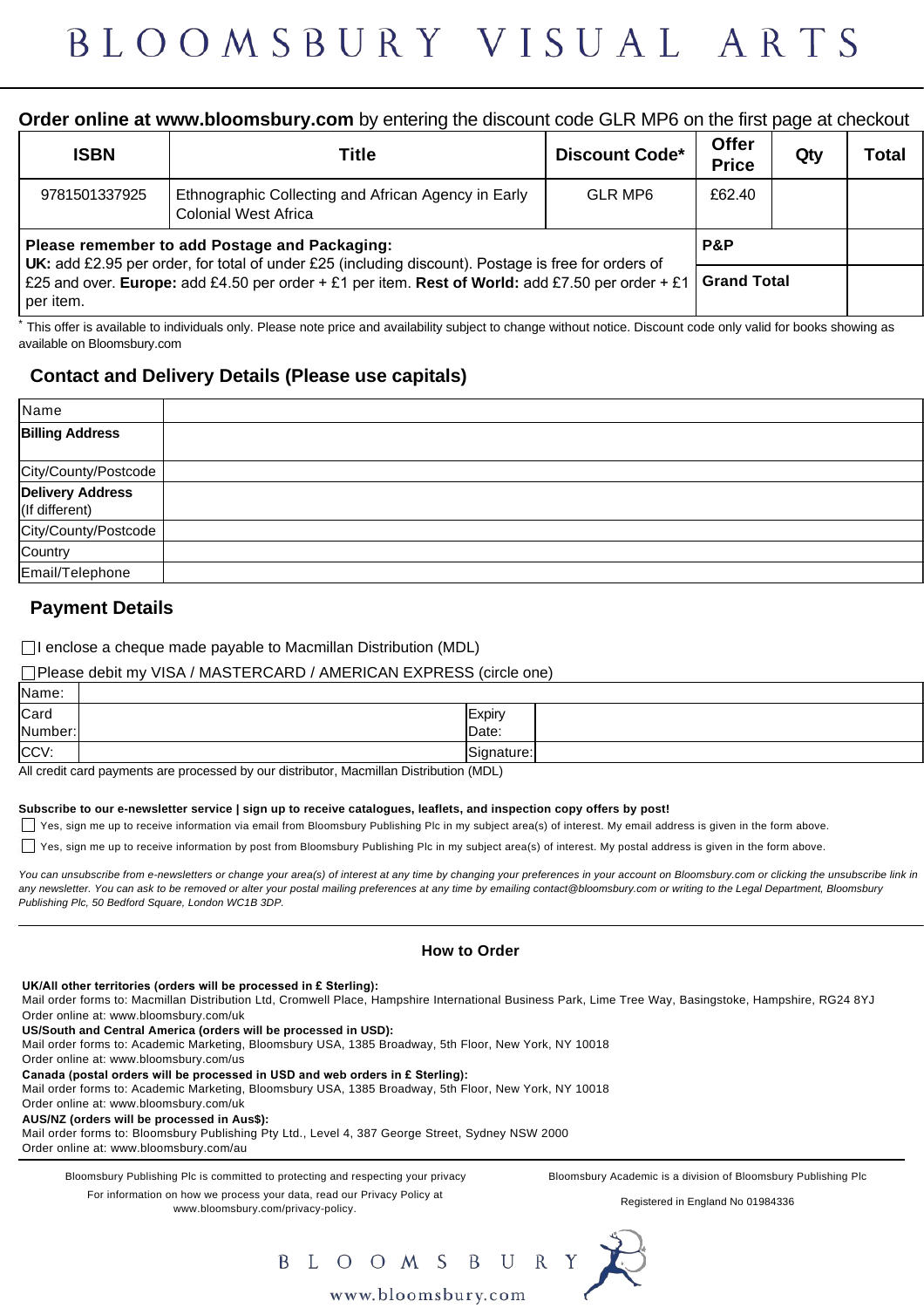# BLOOMSBURY VISUAL ARTS

**Order online at www.bloomsbury.com** by entering the discount code GLR MP6 on the first page at checkout

| ISBN | Title | Discount Code* | Offer Price | Qty | Total |
|---|---|---|---|---|---|
| 9781501337925 | Ethnographic Collecting and African Agency in Early Colonial West Africa | GLR MP6 | £62.40 | | |
| **Please remember to add Postage and Packaging:** **UK:** add £2.95 per order, for total of under £25 (including discount). Postage is free for orders of £25 and over. **Europe:** add £4.50 per order + £1 per item. **Rest of World:** add £7.50 per order + £1 per item. | | | **P&P** | | |
| | | | **Grand Total** | | |

* This offer is available to individuals only. Please note price and availability subject to change without notice. Discount code only valid for books showing as available on Bloomsbury.com

## Contact and Delivery Details (Please use capitals)

| | |
|---|---|
| Name | |
| **Billing Address** | |
| City/County/Postcode | |
| **Delivery Address** (If different) | |
| City/County/Postcode | |
| Country | |
| Email/Telephone | |

## Payment Details

☐ I enclose a cheque made payable to Macmillan Distribution (MDL)

☐ Please debit my VISA / MASTERCARD / AMERICAN EXPRESS (circle one)

| | | | |
|---|---|---|---|
| Name: | | | |
| Card Number: | | Expiry Date: | |
| CCV: | | Signature: | |

All credit card payments are processed by our distributor, Macmillan Distribution (MDL)

**Subscribe to our e-newsletter service | sign up to receive catalogues, leaflets, and inspection copy offers by post!**

☐ Yes, sign me up to receive information via email from Bloomsbury Publishing Plc in my subject area(s) of interest. My email address is given in the form above.

☐ Yes, sign me up to receive information by post from Bloomsbury Publishing Plc in my subject area(s) of interest. My postal address is given in the form above.

*You can unsubscribe from e-newsletters or change your area(s) of interest at any time by changing your preferences in your account on Bloomsbury.com or clicking the unsubscribe link in any newsletter. You can ask to be removed or alter your postal mailing preferences at any time by emailing contact@bloomsbury.com or writing to the Legal Department, Bloomsbury Publishing Plc, 50 Bedford Square, London WC1B 3DP.*

### How to Order

**UK/All other territories (orders will be processed in £ Sterling):**
Mail order forms to: Macmillan Distribution Ltd, Cromwell Place, Hampshire International Business Park, Lime Tree Way, Basingstoke, Hampshire, RG24 8YJ
Order online at: www.bloomsbury.com/uk

**US/South and Central America (orders will be processed in USD):**
Mail order forms to: Academic Marketing, Bloomsbury USA, 1385 Broadway, 5th Floor, New York, NY 10018
Order online at: www.bloomsbury.com/us

**Canada (postal orders will be processed in USD and web orders in £ Sterling):**
Mail order forms to: Academic Marketing, Bloomsbury USA, 1385 Broadway, 5th Floor, New York, NY 10018
Order online at: www.bloomsbury.com/uk

**AUS/NZ (orders will be processed in Aus$):**
Mail order forms to: Bloomsbury Publishing Pty Ltd., Level 4, 387 George Street, Sydney NSW 2000
Order online at: www.bloomsbury.com/au

Bloomsbury Publishing Plc is committed to protecting and respecting your privacy
For information on how we process your data, read our Privacy Policy at www.bloomsbury.com/privacy-policy.

Bloomsbury Academic is a division of Bloomsbury Publishing Plc
Registered in England No 01984336

BLOOMSBURY
www.bloomsbury.com